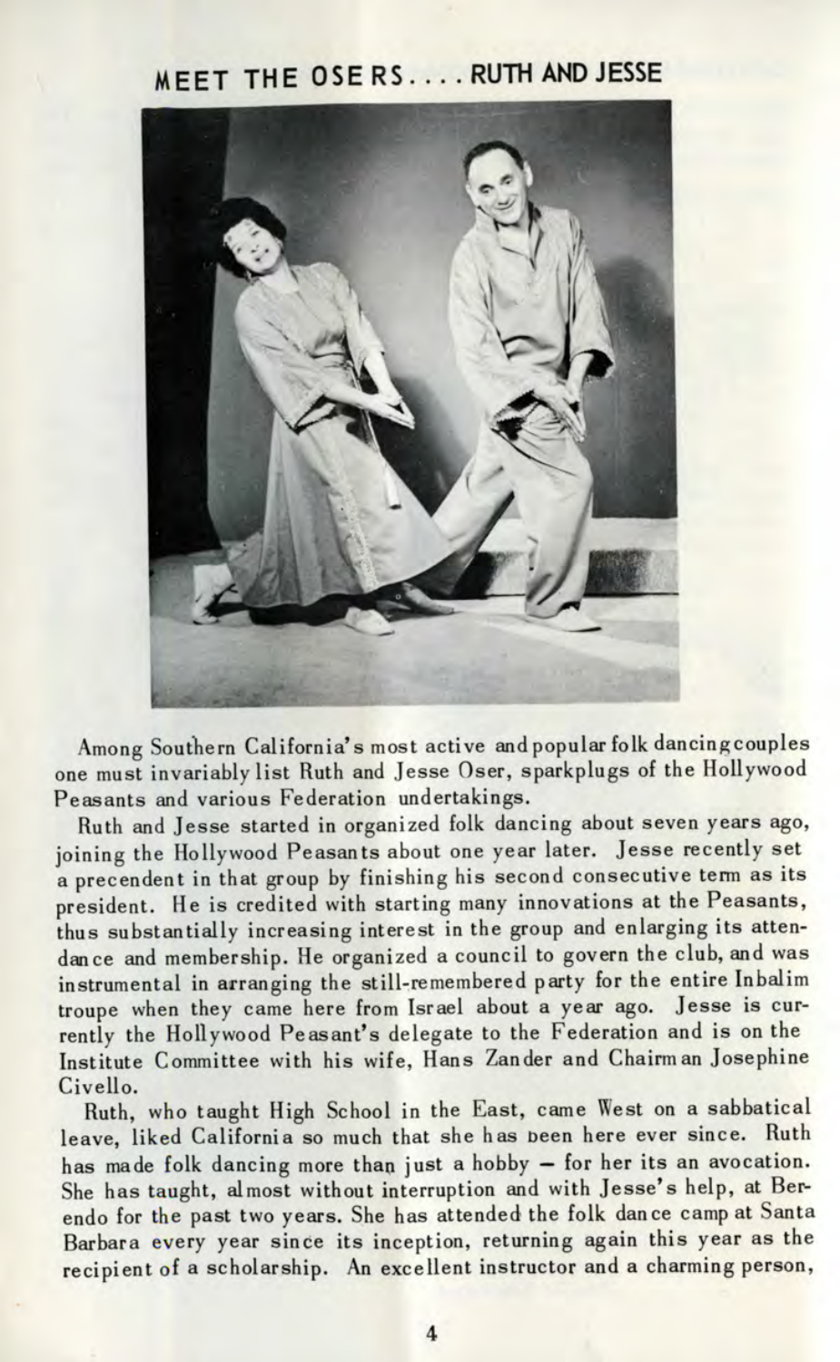## MEET THE OSERS.... RUTH AND JESSE

Among Southern California's most active and popular folk dancing couples one must invariably list Ruth and Jesse Oser, sparkplugs of the Hollywood Peasants and various Federation undertakings.

Ruth and Jesse started in organized folk dancing about seven years ago, joining the Hollywood Peasants about one year later. Jesse recently set a precendent in that group by finishing his second consecutive term as its president. He is credited with starting many innovations at the Peasants, thus substantially increasing interest in the group and enlarging its attendance and membership. He organized a council to govern the club, and was instrumental in arranging the still-remembered party for the entire Inbalim troupe when they came here from Israel about a year ago. Jesse is currently the Hollywood Peasant's delegate to the Federation and is on the Institute Committee with his wife, Hans Zander and Chairman Josephine Civello.

Ruth, who taught High School in the East, came West on a sabbatical leave, liked California so much that she has been here ever since. Ruth has made folk dancing more than just a hobby – for her its an avocation. She has taught, almost without interruption and with Jesse's help, at Berendo for the past two years. She has attended the folk dance camp at Santa Barbara every year since its inception, returning again this year as the recipient of a scholarship. An excellent instructor and a charming person,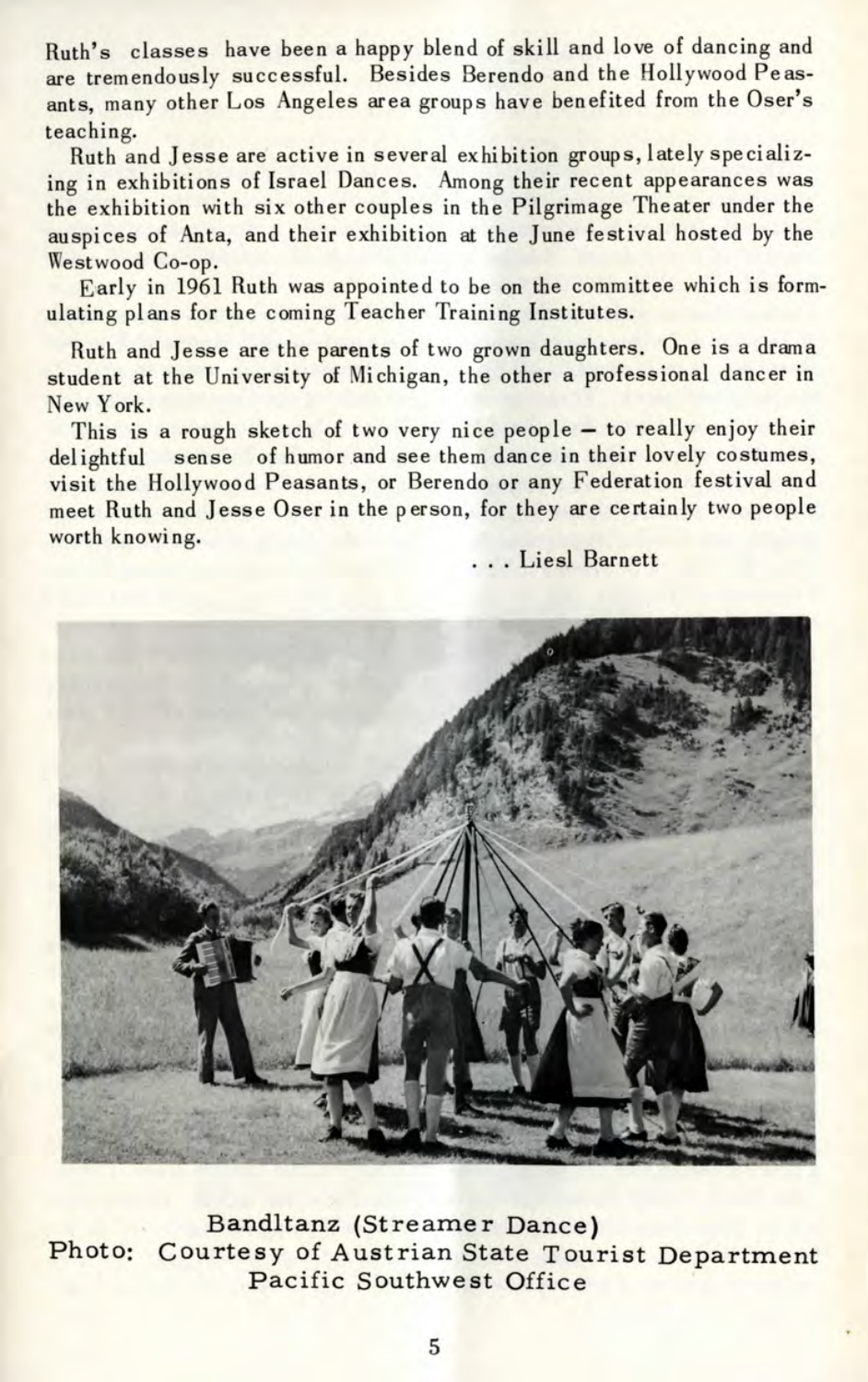Ruth's classes have been a happy blend of skill and love of dancing and are tremendously successful. Besides Berendo and the Hollywood Peasants, many other Los Angeles area groups have benefited from the Oser's teaching.

Ruth and Jesse are active in several exhibition groups, lately specializing in exhibitions of Israel Dances. Among their recent appearances was the exhibition with six other couples in the Pilgrimage Theater under the auspices of Anta, and their exhibition at the June festival hosted by the Westwood Co-op.

Early in 1961 Ruth was appointed to be on the committee which is formulating plans for the coming Teacher Training Institutes.

Ruth and Jesse are the parents of two grown daughters. One is a drama student at the University of Michigan, the other a professional dancer in New York.

This is a rough sketch of two very nice people – to really enjoy their delightful sense of humor and see them dance in their lovely costumes, visit the Hollywood Peasants, or Berendo or any Federation festival and meet Ruth and Jesse Oser in the person, for they are certainly two people worth knowing.

. . . Liesl Barnett

Bandltanz (Streamer Dance)
Photo: Courtesy of Austrian State Tourist Department Pacific Southwest Office